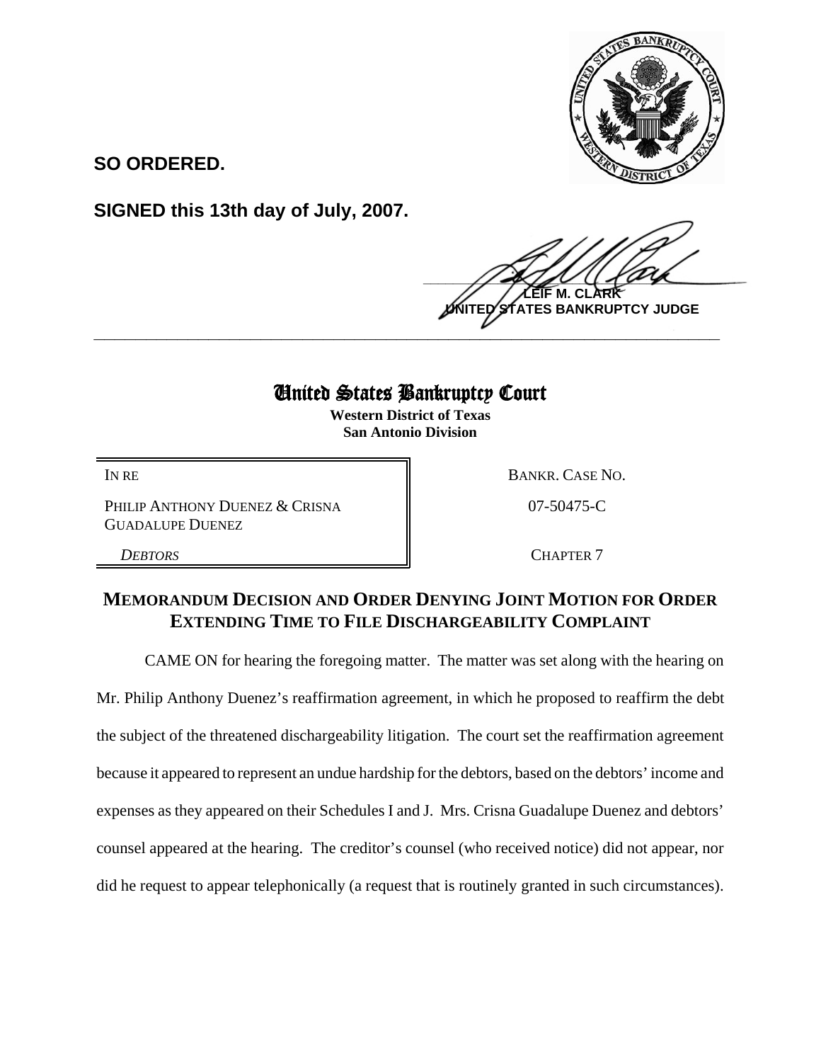**SO ORDERED.**

**SIGNED this 13th day of July, 2007.**

**LEIF M. CLARK**
**UNITED STATES BANKRUPTCY JUDGE**

# United States Bankruptcy Court

**Western District of Texas**
**San Antonio Division**

| | |
|---|---|
| IN RE | BANKR. CASE NO. |
| PHILIP ANTHONY DUENEZ & CRISNA GUADALUPE DUENEZ | 07-50475-C |
| *DEBTORS* | CHAPTER 7 |

## MEMORANDUM DECISION AND ORDER DENYING JOINT MOTION FOR ORDER EXTENDING TIME TO FILE DISCHARGEABILITY COMPLAINT

CAME ON for hearing the foregoing matter. The matter was set along with the hearing on Mr. Philip Anthony Duenez's reaffirmation agreement, in which he proposed to reaffirm the debt the subject of the threatened dischargeability litigation. The court set the reaffirmation agreement because it appeared to represent an undue hardship for the debtors, based on the debtors' income and expenses as they appeared on their Schedules I and J. Mrs. Crisna Guadalupe Duenez and debtors' counsel appeared at the hearing. The creditor's counsel (who received notice) did not appear, nor did he request to appear telephonically (a request that is routinely granted in such circumstances).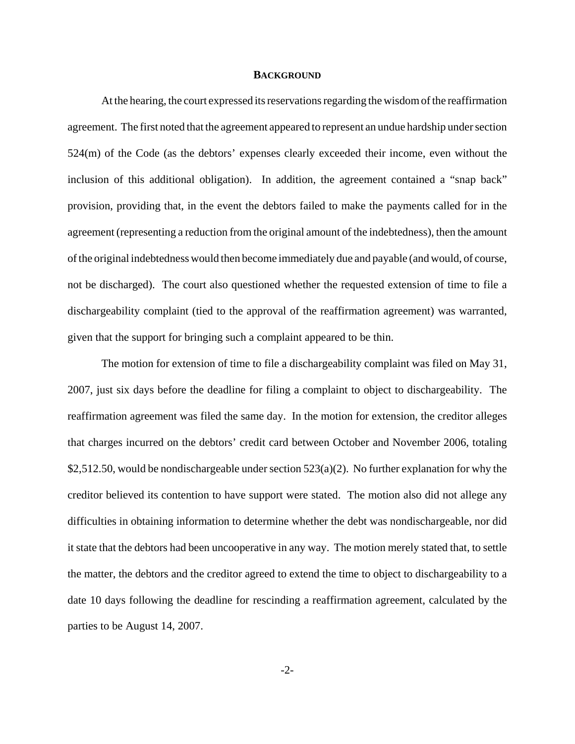## BACKGROUND

At the hearing, the court expressed its reservations regarding the wisdom of the reaffirmation agreement. The first noted that the agreement appeared to represent an undue hardship under section 524(m) of the Code (as the debtors' expenses clearly exceeded their income, even without the inclusion of this additional obligation). In addition, the agreement contained a "snap back" provision, providing that, in the event the debtors failed to make the payments called for in the agreement (representing a reduction from the original amount of the indebtedness), then the amount of the original indebtedness would then become immediately due and payable (and would, of course, not be discharged). The court also questioned whether the requested extension of time to file a dischargeability complaint (tied to the approval of the reaffirmation agreement) was warranted, given that the support for bringing such a complaint appeared to be thin.

The motion for extension of time to file a dischargeability complaint was filed on May 31, 2007, just six days before the deadline for filing a complaint to object to dischargeability. The reaffirmation agreement was filed the same day. In the motion for extension, the creditor alleges that charges incurred on the debtors' credit card between October and November 2006, totaling $2,512.50, would be nondischargeable under section 523(a)(2). No further explanation for why the creditor believed its contention to have support were stated. The motion also did not allege any difficulties in obtaining information to determine whether the debt was nondischargeable, nor did it state that the debtors had been uncooperative in any way. The motion merely stated that, to settle the matter, the debtors and the creditor agreed to extend the time to object to dischargeability to a date 10 days following the deadline for rescinding a reaffirmation agreement, calculated by the parties to be August 14, 2007.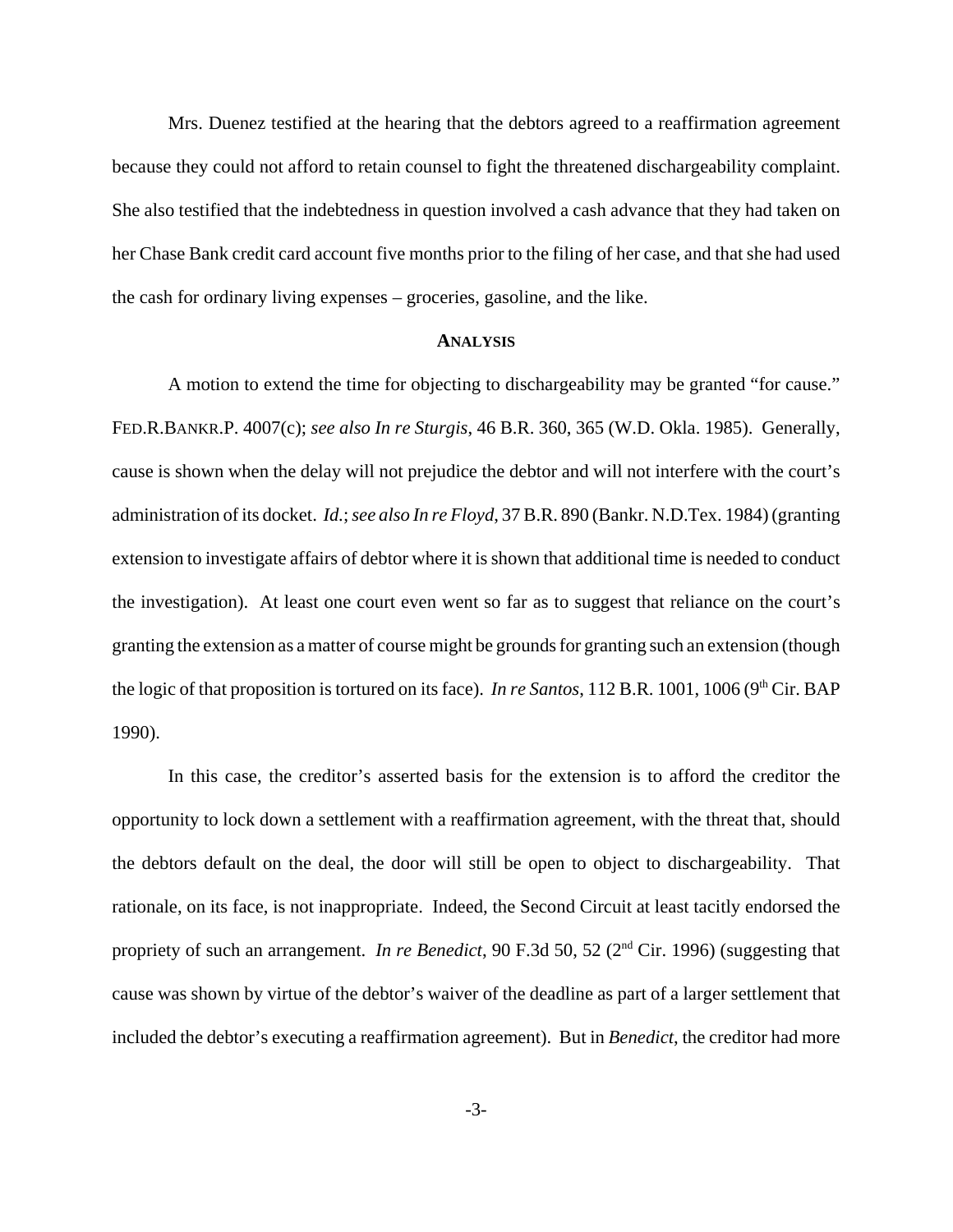Mrs. Duenez testified at the hearing that the debtors agreed to a reaffirmation agreement because they could not afford to retain counsel to fight the threatened dischargeability complaint. She also testified that the indebtedness in question involved a cash advance that they had taken on her Chase Bank credit card account five months prior to the filing of her case, and that she had used the cash for ordinary living expenses – groceries, gasoline, and the like.

## ANALYSIS

A motion to extend the time for objecting to dischargeability may be granted "for cause." FED.R.BANKR.P. 4007(c); *see also In re Sturgis*, 46 B.R. 360, 365 (W.D. Okla. 1985). Generally, cause is shown when the delay will not prejudice the debtor and will not interfere with the court's administration of its docket. *Id.*; *see also In re Floyd,* 37 B.R. 890 (Bankr. N.D.Tex. 1984) (granting extension to investigate affairs of debtor where it is shown that additional time is needed to conduct the investigation). At least one court even went so far as to suggest that reliance on the court's granting the extension as a matter of course might be grounds for granting such an extension (though the logic of that proposition is tortured on its face). *In re Santos*, 112 B.R. 1001, 1006 (9th Cir. BAP 1990).

In this case, the creditor's asserted basis for the extension is to afford the creditor the opportunity to lock down a settlement with a reaffirmation agreement, with the threat that, should the debtors default on the deal, the door will still be open to object to dischargeability. That rationale, on its face, is not inappropriate. Indeed, the Second Circuit at least tacitly endorsed the propriety of such an arrangement. *In re Benedict*, 90 F.3d 50, 52 (2nd Cir. 1996) (suggesting that cause was shown by virtue of the debtor's waiver of the deadline as part of a larger settlement that included the debtor's executing a reaffirmation agreement). But in *Benedict*, the creditor had more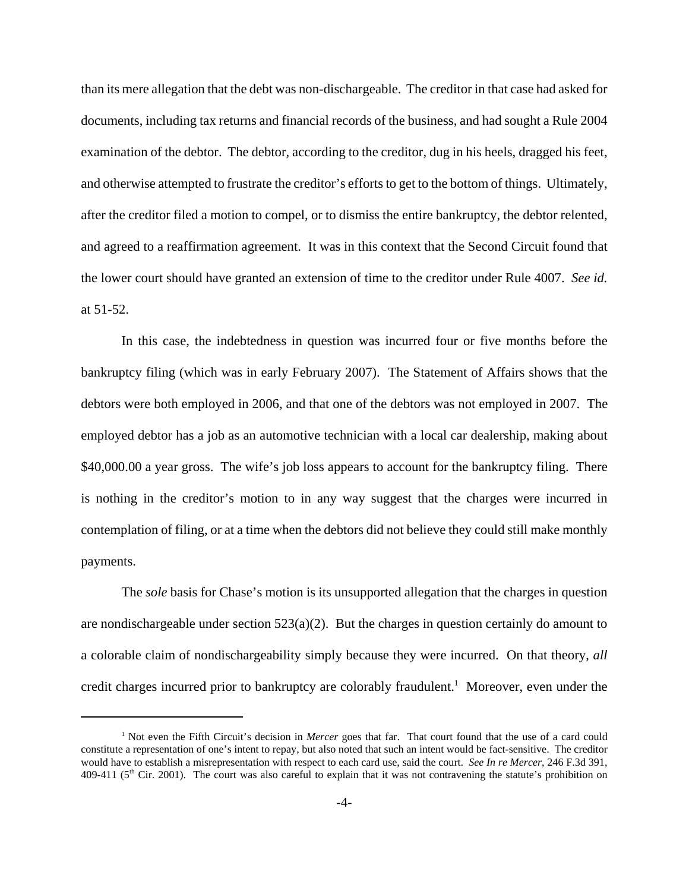than its mere allegation that the debt was non-dischargeable. The creditor in that case had asked for documents, including tax returns and financial records of the business, and had sought a Rule 2004 examination of the debtor. The debtor, according to the creditor, dug in his heels, dragged his feet, and otherwise attempted to frustrate the creditor's efforts to get to the bottom of things. Ultimately, after the creditor filed a motion to compel, or to dismiss the entire bankruptcy, the debtor relented, and agreed to a reaffirmation agreement. It was in this context that the Second Circuit found that the lower court should have granted an extension of time to the creditor under Rule 4007. *See id.* at 51-52.

In this case, the indebtedness in question was incurred four or five months before the bankruptcy filing (which was in early February 2007). The Statement of Affairs shows that the debtors were both employed in 2006, and that one of the debtors was not employed in 2007. The employed debtor has a job as an automotive technician with a local car dealership, making about \$40,000.00 a year gross. The wife's job loss appears to account for the bankruptcy filing. There is nothing in the creditor's motion to in any way suggest that the charges were incurred in contemplation of filing, or at a time when the debtors did not believe they could still make monthly payments.

The *sole* basis for Chase's motion is its unsupported allegation that the charges in question are nondischargeable under section 523(a)(2). But the charges in question certainly do amount to a colorable claim of nondischargeability simply because they were incurred. On that theory, *all* credit charges incurred prior to bankruptcy are colorably fraudulent.[1] Moreover, even under the

[1] Not even the Fifth Circuit's decision in *Mercer* goes that far. That court found that the use of a card could constitute a representation of one's intent to repay, but also noted that such an intent would be fact-sensitive. The creditor would have to establish a misrepresentation with respect to each card use, said the court. *See In re Mercer*, 246 F.3d 391, 409-411 (5th Cir. 2001). The court was also careful to explain that it was not contravening the statute's prohibition on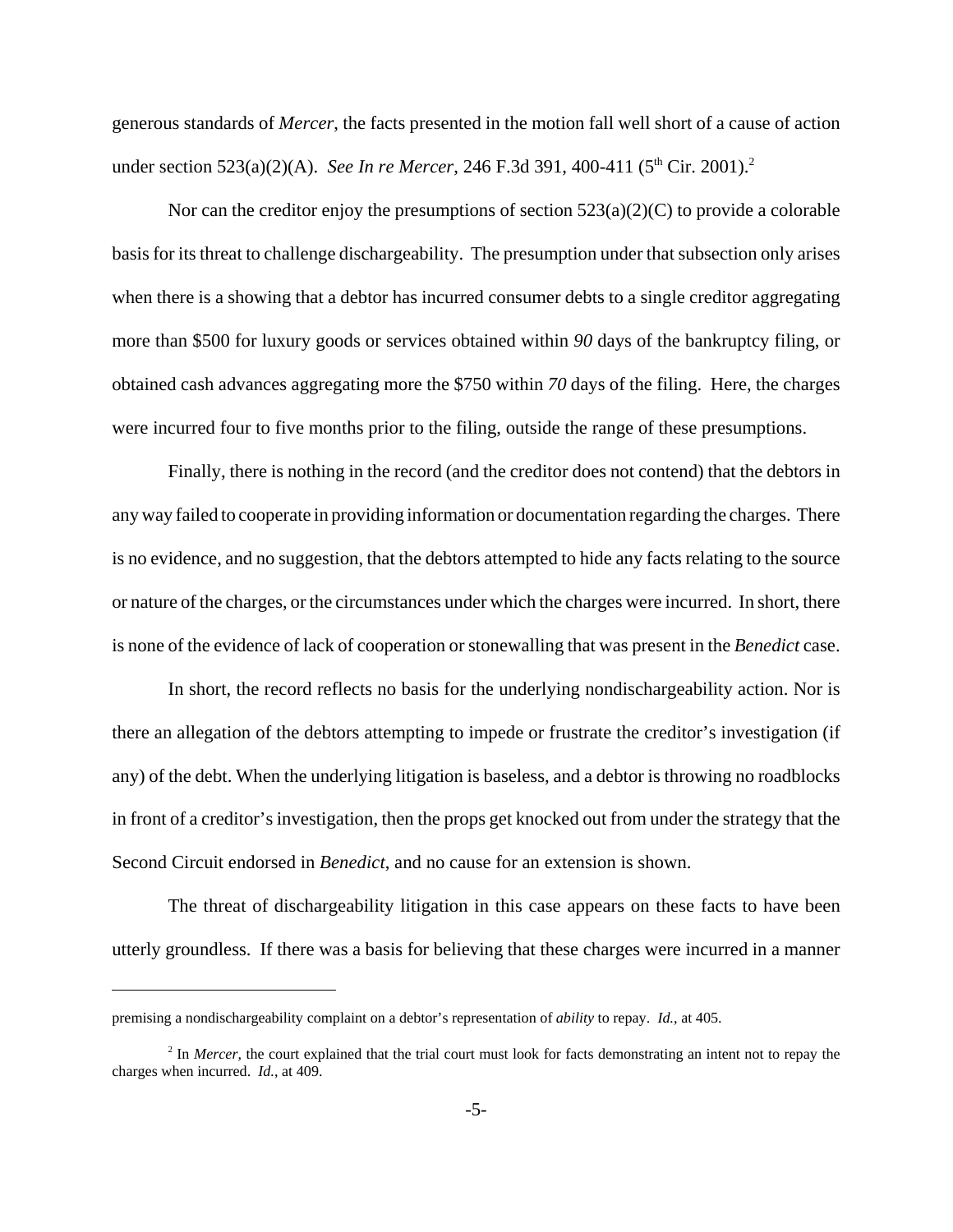generous standards of *Mercer*, the facts presented in the motion fall well short of a cause of action under section 523(a)(2)(A). *See In re Mercer*, 246 F.3d 391, 400-411 (5th Cir. 2001).[2]

Nor can the creditor enjoy the presumptions of section 523(a)(2)(C) to provide a colorable basis for its threat to challenge dischargeability. The presumption under that subsection only arises when there is a showing that a debtor has incurred consumer debts to a single creditor aggregating more than $500 for luxury goods or services obtained within *90* days of the bankruptcy filing, or obtained cash advances aggregating more the $750 within *70* days of the filing. Here, the charges were incurred four to five months prior to the filing, outside the range of these presumptions.

Finally, there is nothing in the record (and the creditor does not contend) that the debtors in any way failed to cooperate in providing information or documentation regarding the charges. There is no evidence, and no suggestion, that the debtors attempted to hide any facts relating to the source or nature of the charges, or the circumstances under which the charges were incurred. In short, there is none of the evidence of lack of cooperation or stonewalling that was present in the *Benedict* case.

In short, the record reflects no basis for the underlying nondischargeability action. Nor is there an allegation of the debtors attempting to impede or frustrate the creditor's investigation (if any) of the debt. When the underlying litigation is baseless, and a debtor is throwing no roadblocks in front of a creditor's investigation, then the props get knocked out from under the strategy that the Second Circuit endorsed in *Benedict*, and no cause for an extension is shown.

The threat of dischargeability litigation in this case appears on these facts to have been utterly groundless. If there was a basis for believing that these charges were incurred in a manner

---

premising a nondischargeability complaint on a debtor's representation of *ability* to repay. *Id.*, at 405.

[2] In *Mercer*, the court explained that the trial court must look for facts demonstrating an intent not to repay the charges when incurred. *Id.*, at 409.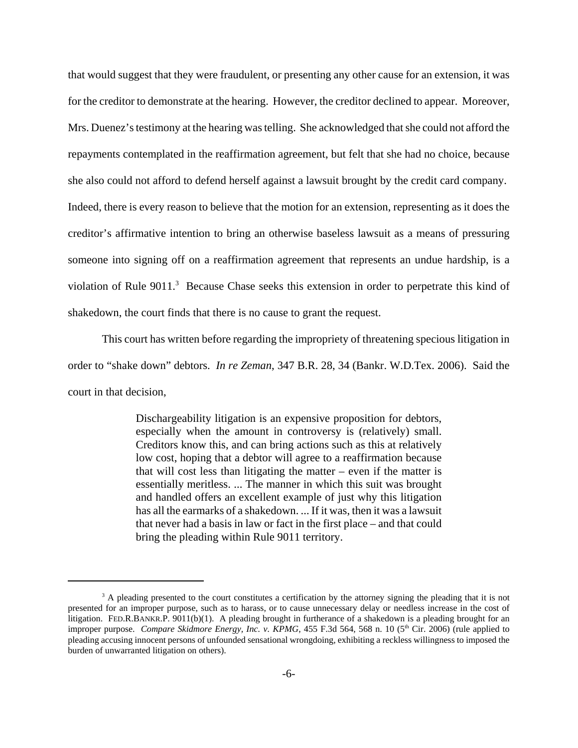that would suggest that they were fraudulent, or presenting any other cause for an extension, it was for the creditor to demonstrate at the hearing. However, the creditor declined to appear. Moreover, Mrs. Duenez's testimony at the hearing was telling. She acknowledged that she could not afford the repayments contemplated in the reaffirmation agreement, but felt that she had no choice, because she also could not afford to defend herself against a lawsuit brought by the credit card company. Indeed, there is every reason to believe that the motion for an extension, representing as it does the creditor's affirmative intention to bring an otherwise baseless lawsuit as a means of pressuring someone into signing off on a reaffirmation agreement that represents an undue hardship, is a violation of Rule 9011.[3] Because Chase seeks this extension in order to perpetrate this kind of shakedown, the court finds that there is no cause to grant the request.

This court has written before regarding the impropriety of threatening specious litigation in order to "shake down" debtors. *In re Zeman*, 347 B.R. 28, 34 (Bankr. W.D.Tex. 2006). Said the court in that decision,

> Dischargeability litigation is an expensive proposition for debtors, especially when the amount in controversy is (relatively) small. Creditors know this, and can bring actions such as this at relatively low cost, hoping that a debtor will agree to a reaffirmation because that will cost less than litigating the matter – even if the matter is essentially meritless. ... The manner in which this suit was brought and handled offers an excellent example of just why this litigation has all the earmarks of a shakedown. ... If it was, then it was a lawsuit that never had a basis in law or fact in the first place – and that could bring the pleading within Rule 9011 territory.

---

[3] A pleading presented to the court constitutes a certification by the attorney signing the pleading that it is not presented for an improper purpose, such as to harass, or to cause unnecessary delay or needless increase in the cost of litigation. FED.R.BANKR.P. 9011(b)(1). A pleading brought in furtherance of a shakedown is a pleading brought for an improper purpose. *Compare Skidmore Energy, Inc. v. KPMG*, 455 F.3d 564, 568 n. 10 (5th Cir. 2006) (rule applied to pleading accusing innocent persons of unfounded sensational wrongdoing, exhibiting a reckless willingness to imposed the burden of unwarranted litigation on others).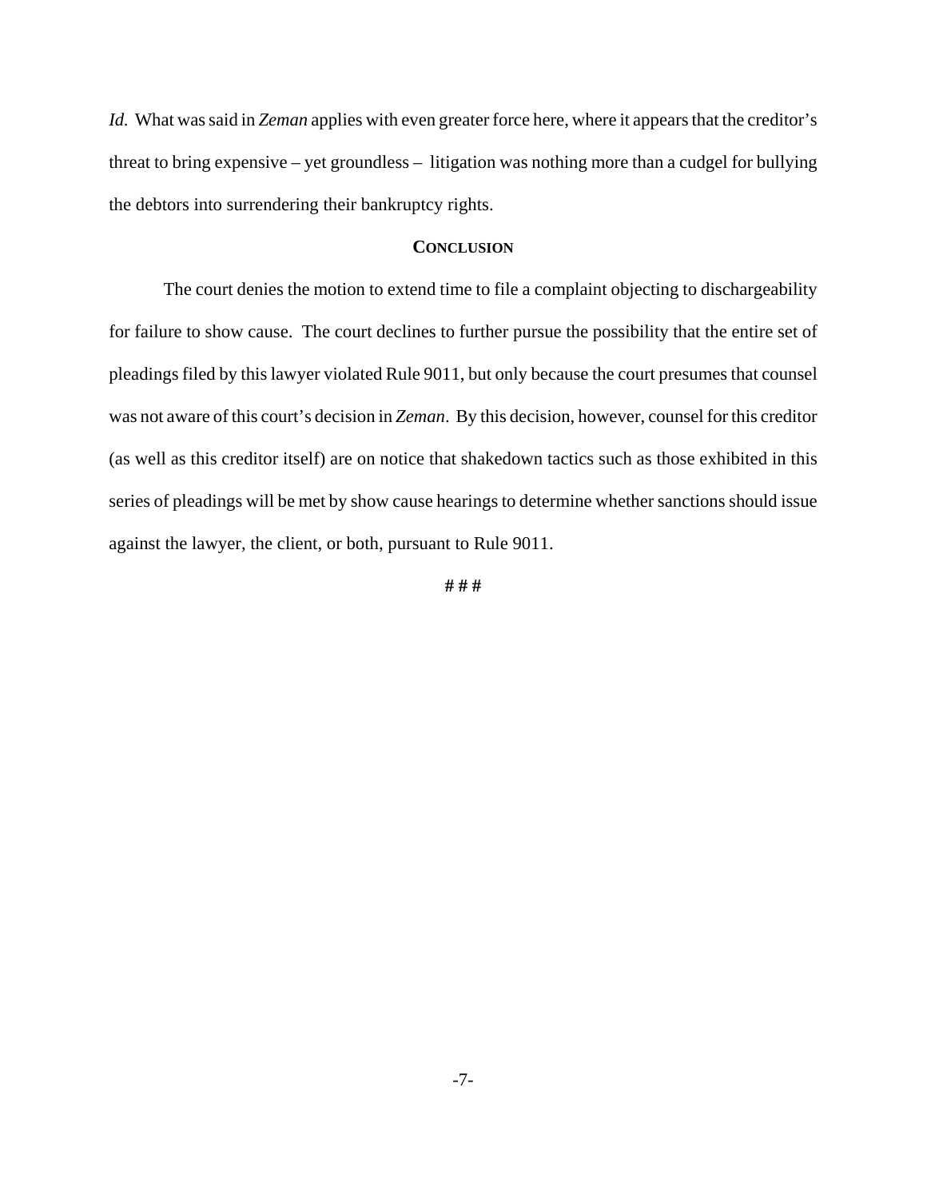*Id.* What was said in *Zeman* applies with even greater force here, where it appears that the creditor's threat to bring expensive – yet groundless – litigation was nothing more than a cudgel for bullying the debtors into surrendering their bankruptcy rights.

## CONCLUSION

The court denies the motion to extend time to file a complaint objecting to dischargeability for failure to show cause. The court declines to further pursue the possibility that the entire set of pleadings filed by this lawyer violated Rule 9011, but only because the court presumes that counsel was not aware of this court's decision in *Zeman*. By this decision, however, counsel for this creditor (as well as this creditor itself) are on notice that shakedown tactics such as those exhibited in this series of pleadings will be met by show cause hearings to determine whether sanctions should issue against the lawyer, the client, or both, pursuant to Rule 9011.

# # #